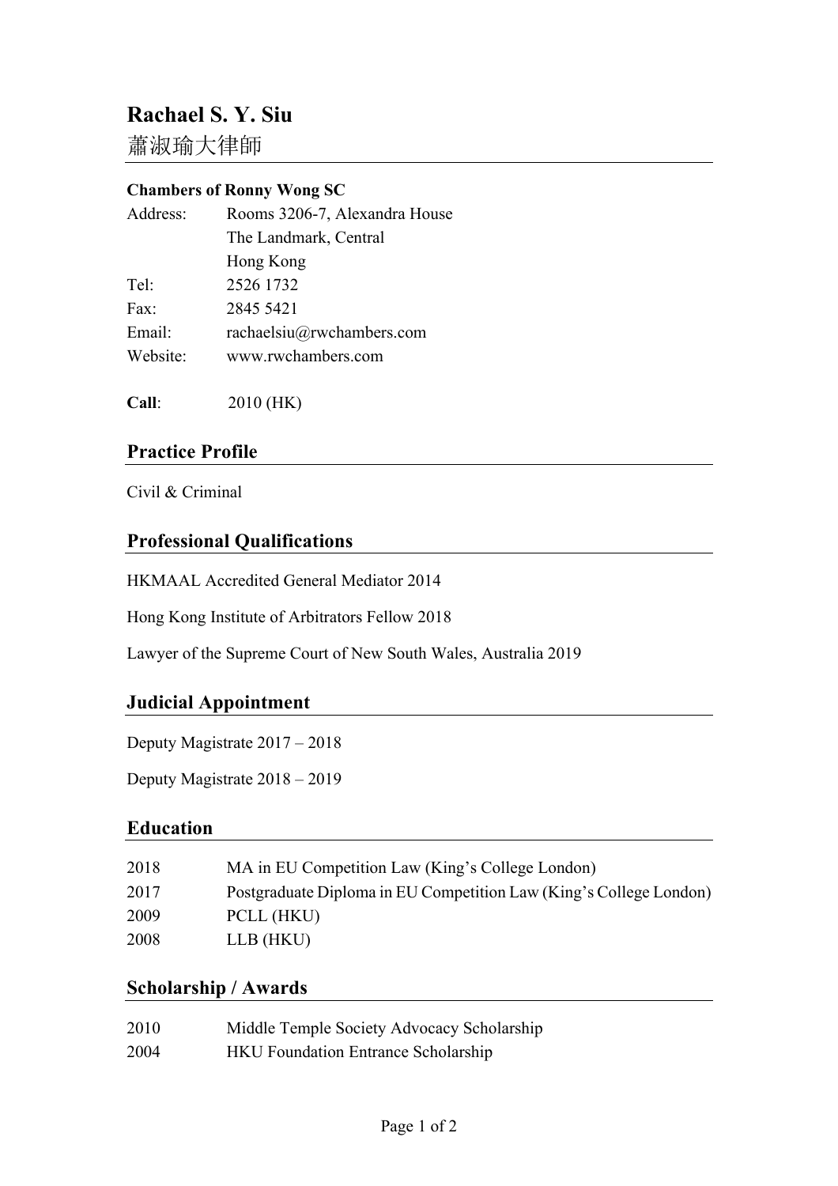# Rachael S. Y. Siu

蕭淑瑜大律師

**Chambers of Ronny Wong SC**

| | |
|---|---|
| Address: | Rooms 3206-7, Alexandra House<br>The Landmark, Central<br>Hong Kong |
| Tel: | 2526 1732 |
| Fax: | 2845 5421 |
| Email: | rachaelsiu@rwchambers.com |
| Website: | www.rwchambers.com |

**Call**: 2010 (HK)

## Practice Profile

Civil & Criminal

## Professional Qualifications

HKMAAL Accredited General Mediator 2014

Hong Kong Institute of Arbitrators Fellow 2018

Lawyer of the Supreme Court of New South Wales, Australia 2019

## Judicial Appointment

Deputy Magistrate 2017 – 2018

Deputy Magistrate 2018 – 2019

## Education

| | |
|---|---|
| 2018 | MA in EU Competition Law (King's College London) |
| 2017 | Postgraduate Diploma in EU Competition Law (King's College London) |
| 2009 | PCLL (HKU) |
| 2008 | LLB (HKU) |

## Scholarship / Awards

| | |
|---|---|
| 2010 | Middle Temple Society Advocacy Scholarship |
| 2004 | HKU Foundation Entrance Scholarship |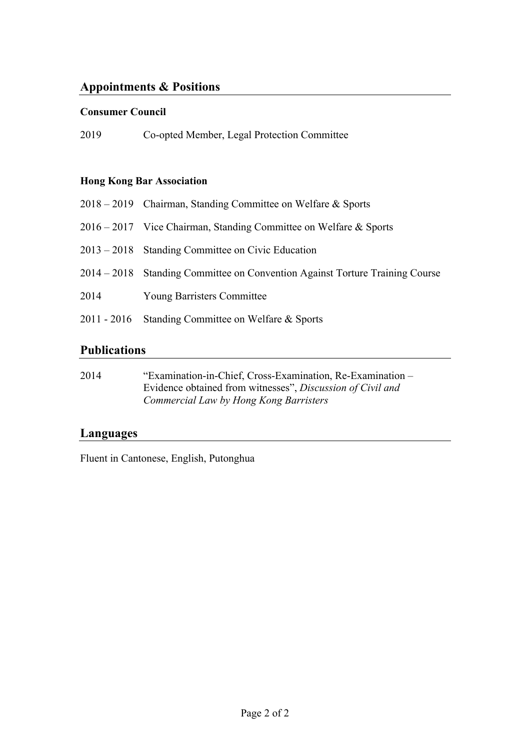## Appointments & Positions

**Consumer Council**

2019 Co-opted Member, Legal Protection Committee

**Hong Kong Bar Association**

2018 – 2019 Chairman, Standing Committee on Welfare & Sports

2016 – 2017 Vice Chairman, Standing Committee on Welfare & Sports

2013 – 2018 Standing Committee on Civic Education

2014 – 2018 Standing Committee on Convention Against Torture Training Course

2014 Young Barristers Committee

2011 - 2016 Standing Committee on Welfare & Sports

## Publications

2014 "Examination-in-Chief, Cross-Examination, Re-Examination – Evidence obtained from witnesses", *Discussion of Civil and Commercial Law by Hong Kong Barristers*

## Languages

Fluent in Cantonese, English, Putonghua